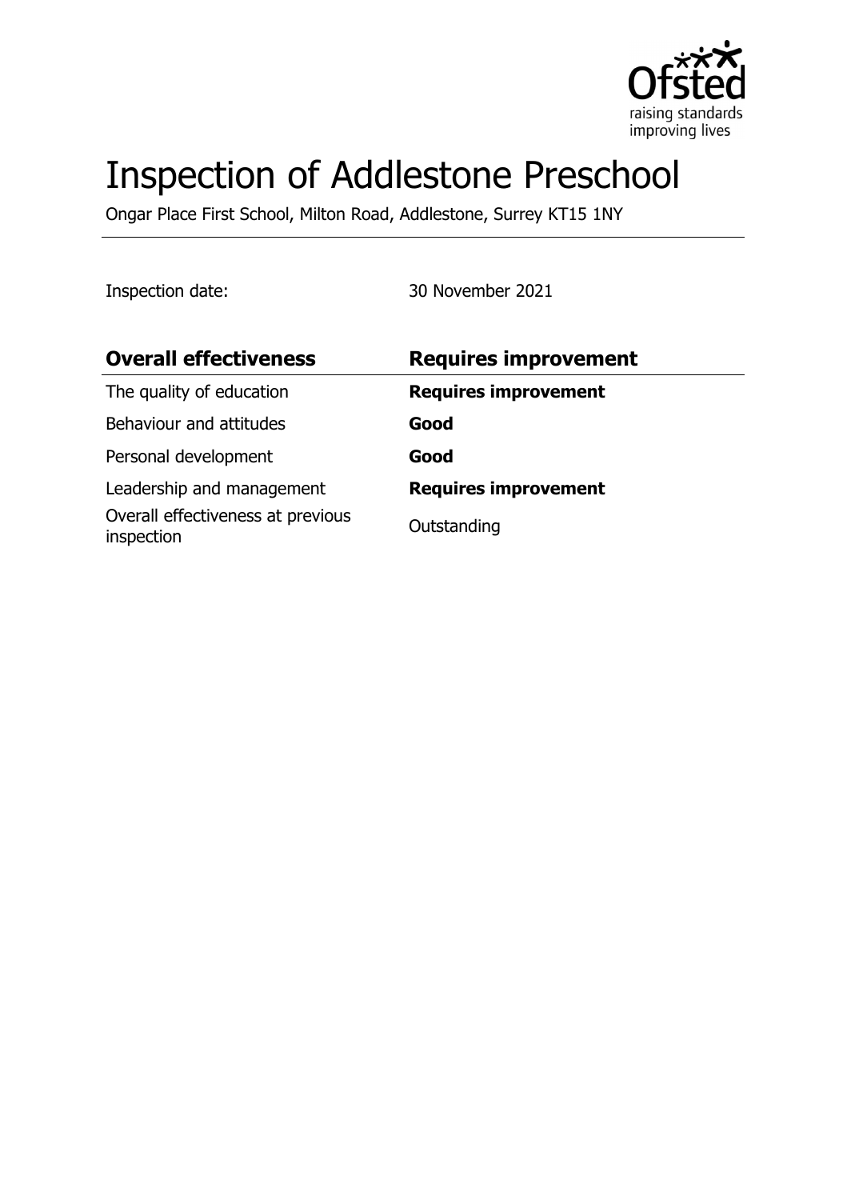# Inspection of Addlestone Preschool

Ongar Place First School, Milton Road, Addlestone, Surrey KT15 1NY

Inspection date: 30 November 2021

| **Overall effectiveness** | **Requires improvement** |
| --- | --- |
| The quality of education | **Requires improvement** |
| Behaviour and attitudes | **Good** |
| Personal development | **Good** |
| Leadership and management | **Requires improvement** |
| Overall effectiveness at previous inspection | Outstanding |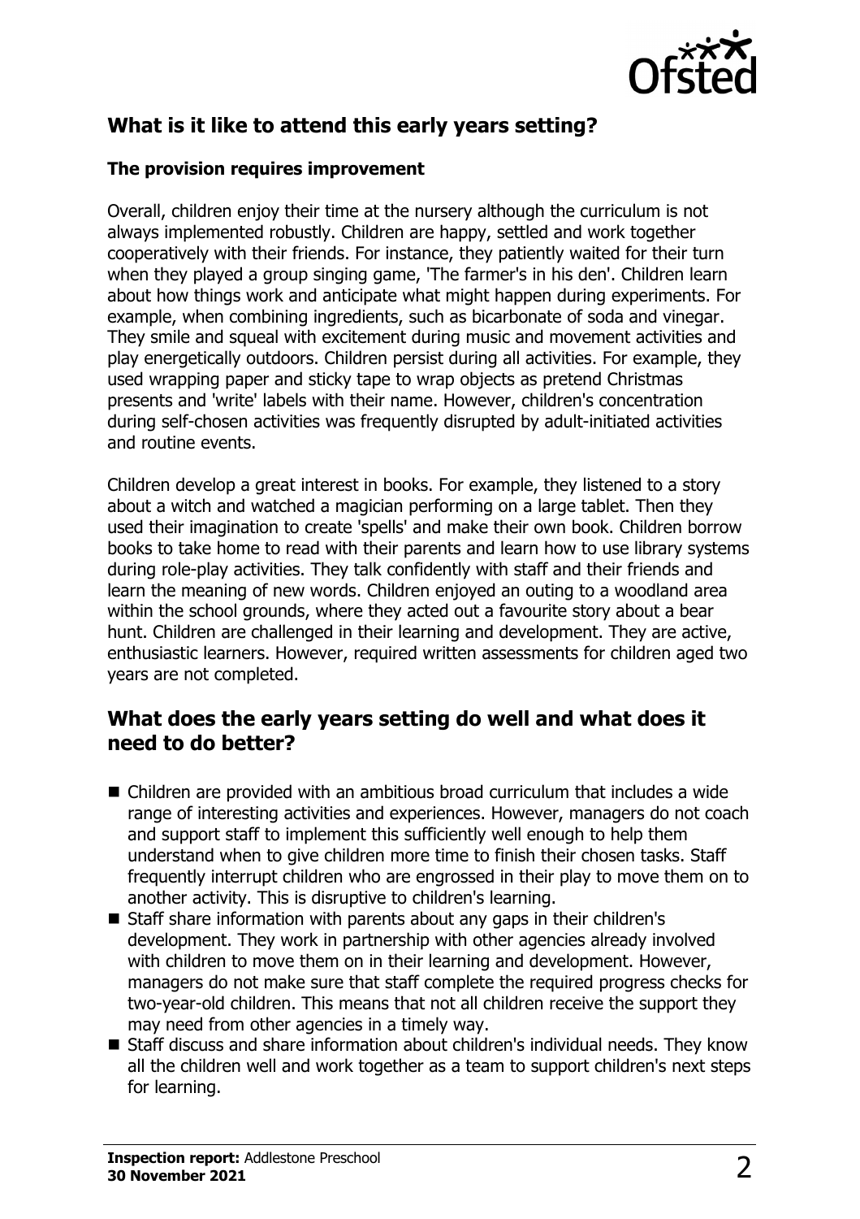## What is it like to attend this early years setting?

### The provision requires improvement

Overall, children enjoy their time at the nursery although the curriculum is not always implemented robustly. Children are happy, settled and work together cooperatively with their friends. For instance, they patiently waited for their turn when they played a group singing game, 'The farmer's in his den'. Children learn about how things work and anticipate what might happen during experiments. For example, when combining ingredients, such as bicarbonate of soda and vinegar. They smile and squeal with excitement during music and movement activities and play energetically outdoors. Children persist during all activities. For example, they used wrapping paper and sticky tape to wrap objects as pretend Christmas presents and 'write' labels with their name. However, children's concentration during self-chosen activities was frequently disrupted by adult-initiated activities and routine events.

Children develop a great interest in books. For example, they listened to a story about a witch and watched a magician performing on a large tablet. Then they used their imagination to create 'spells' and make their own book. Children borrow books to take home to read with their parents and learn how to use library systems during role-play activities. They talk confidently with staff and their friends and learn the meaning of new words. Children enjoyed an outing to a woodland area within the school grounds, where they acted out a favourite story about a bear hunt. Children are challenged in their learning and development. They are active, enthusiastic learners. However, required written assessments for children aged two years are not completed.

## What does the early years setting do well and what does it need to do better?

- Children are provided with an ambitious broad curriculum that includes a wide range of interesting activities and experiences. However, managers do not coach and support staff to implement this sufficiently well enough to help them understand when to give children more time to finish their chosen tasks. Staff frequently interrupt children who are engrossed in their play to move them on to another activity. This is disruptive to children's learning.
- Staff share information with parents about any gaps in their children's development. They work in partnership with other agencies already involved with children to move them on in their learning and development. However, managers do not make sure that staff complete the required progress checks for two-year-old children. This means that not all children receive the support they may need from other agencies in a timely way.
- Staff discuss and share information about children's individual needs. They know all the children well and work together as a team to support children's next steps for learning.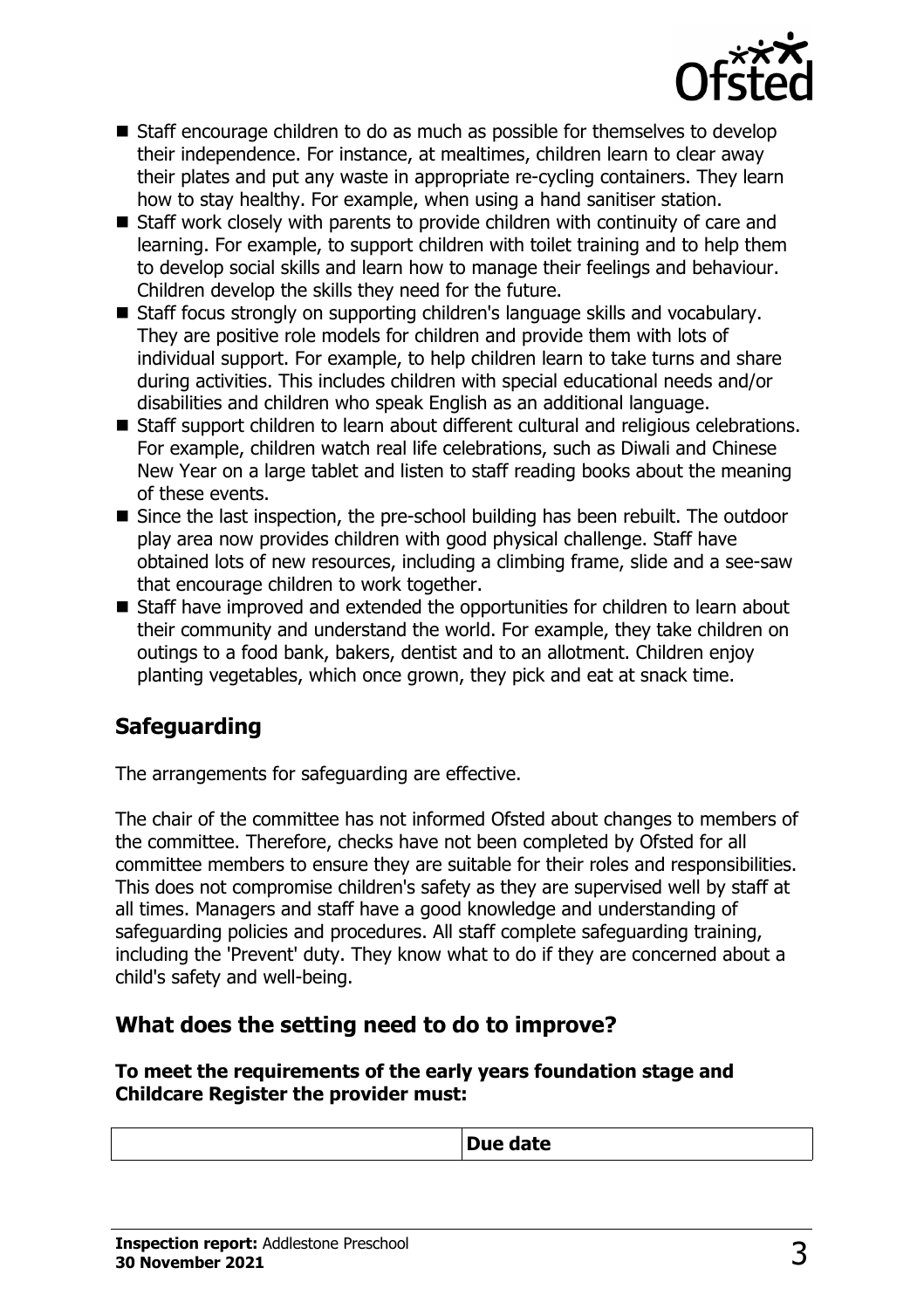- Staff encourage children to do as much as possible for themselves to develop their independence. For instance, at mealtimes, children learn to clear away their plates and put any waste in appropriate re-cycling containers. They learn how to stay healthy. For example, when using a hand sanitiser station.
- Staff work closely with parents to provide children with continuity of care and learning. For example, to support children with toilet training and to help them to develop social skills and learn how to manage their feelings and behaviour. Children develop the skills they need for the future.
- Staff focus strongly on supporting children's language skills and vocabulary. They are positive role models for children and provide them with lots of individual support. For example, to help children learn to take turns and share during activities. This includes children with special educational needs and/or disabilities and children who speak English as an additional language.
- Staff support children to learn about different cultural and religious celebrations. For example, children watch real life celebrations, such as Diwali and Chinese New Year on a large tablet and listen to staff reading books about the meaning of these events.
- Since the last inspection, the pre-school building has been rebuilt. The outdoor play area now provides children with good physical challenge. Staff have obtained lots of new resources, including a climbing frame, slide and a see-saw that encourage children to work together.
- Staff have improved and extended the opportunities for children to learn about their community and understand the world. For example, they take children on outings to a food bank, bakers, dentist and to an allotment. Children enjoy planting vegetables, which once grown, they pick and eat at snack time.

## Safeguarding

The arrangements for safeguarding are effective.

The chair of the committee has not informed Ofsted about changes to members of the committee. Therefore, checks have not been completed by Ofsted for all committee members to ensure they are suitable for their roles and responsibilities. This does not compromise children's safety as they are supervised well by staff at all times. Managers and staff have a good knowledge and understanding of safeguarding policies and procedures. All staff complete safeguarding training, including the 'Prevent' duty. They know what to do if they are concerned about a child's safety and well-being.

## What does the setting need to do to improve?

**To meet the requirements of the early years foundation stage and Childcare Register the provider must:**

| | Due date |
| --- | --- |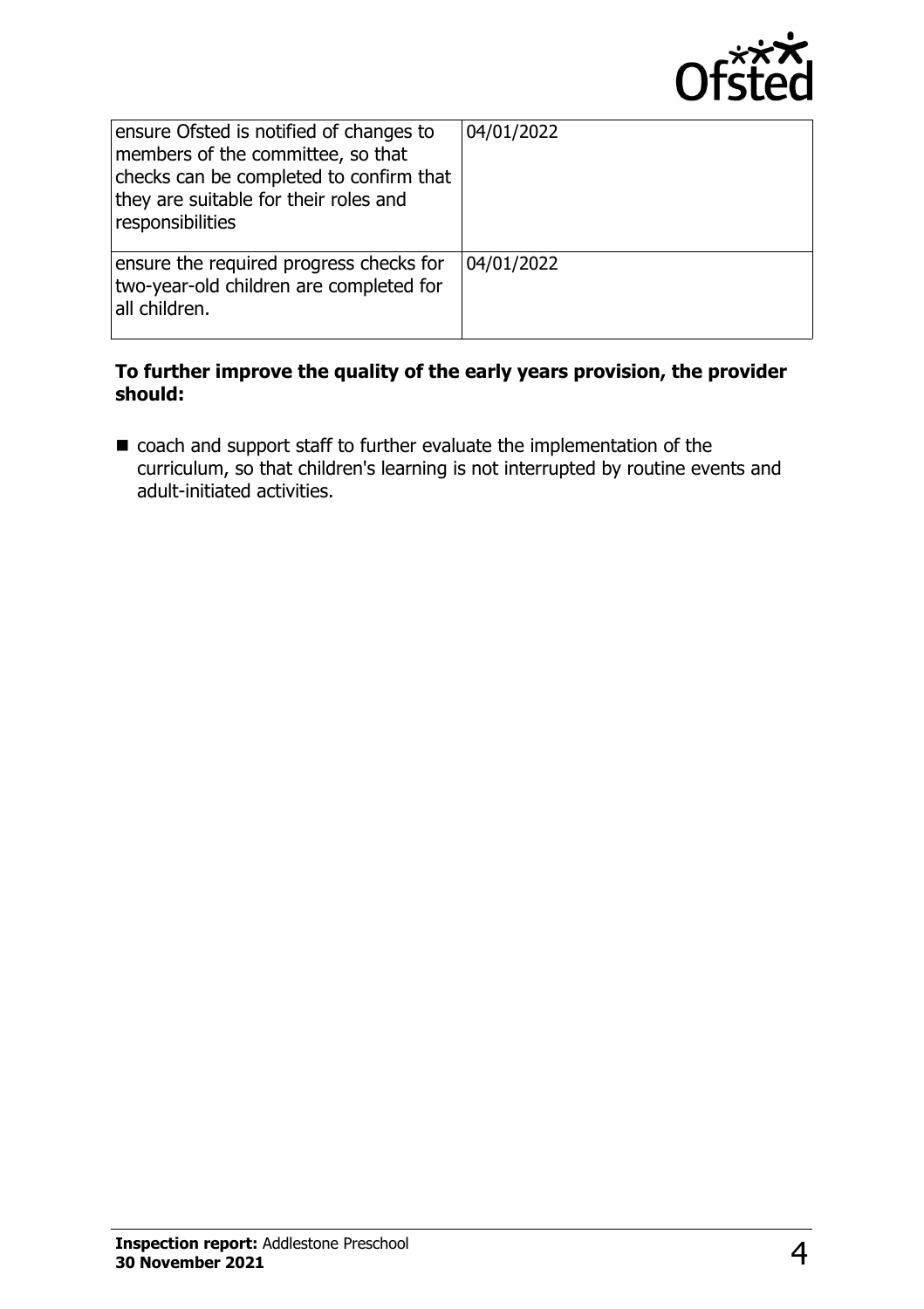| | |
|---|---|
| ensure Ofsted is notified of changes to members of the committee, so that checks can be completed to confirm that they are suitable for their roles and responsibilities | 04/01/2022 |
| ensure the required progress checks for two-year-old children are completed for all children. | 04/01/2022 |

**To further improve the quality of the early years provision, the provider should:**

- coach and support staff to further evaluate the implementation of the curriculum, so that children's learning is not interrupted by routine events and adult-initiated activities.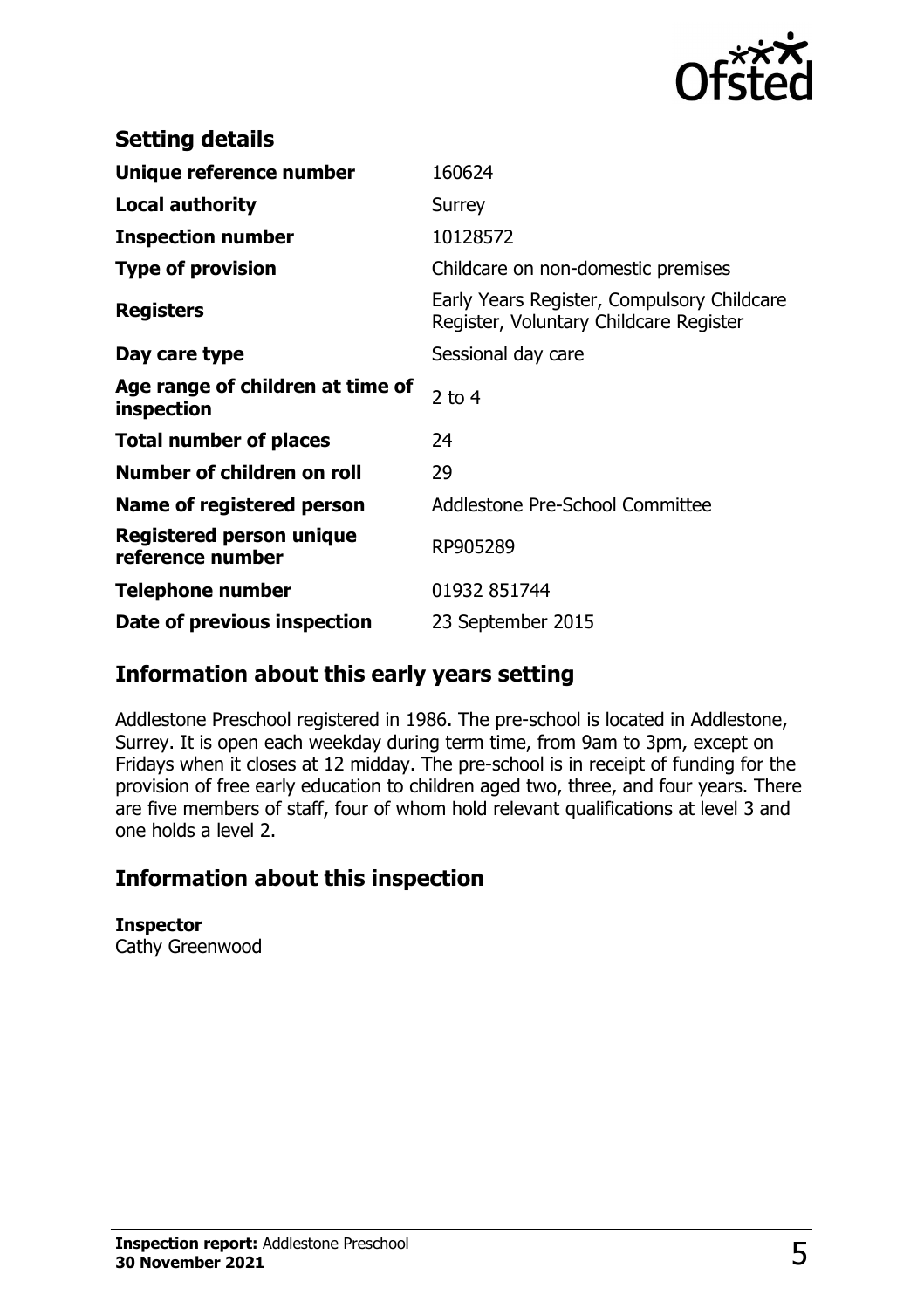## Setting details

| | |
|---|---|
| **Unique reference number** | 160624 |
| **Local authority** | Surrey |
| **Inspection number** | 10128572 |
| **Type of provision** | Childcare on non-domestic premises |
| **Registers** | Early Years Register, Compulsory Childcare Register, Voluntary Childcare Register |
| **Day care type** | Sessional day care |
| **Age range of children at time of inspection** | 2 to 4 |
| **Total number of places** | 24 |
| **Number of children on roll** | 29 |
| **Name of registered person** | Addlestone Pre-School Committee |
| **Registered person unique reference number** | RP905289 |
| **Telephone number** | 01932 851744 |
| **Date of previous inspection** | 23 September 2015 |

## Information about this early years setting

Addlestone Preschool registered in 1986. The pre-school is located in Addlestone, Surrey. It is open each weekday during term time, from 9am to 3pm, except on Fridays when it closes at 12 midday. The pre-school is in receipt of funding for the provision of free early education to children aged two, three, and four years. There are five members of staff, four of whom hold relevant qualifications at level 3 and one holds a level 2.

## Information about this inspection

**Inspector**
Cathy Greenwood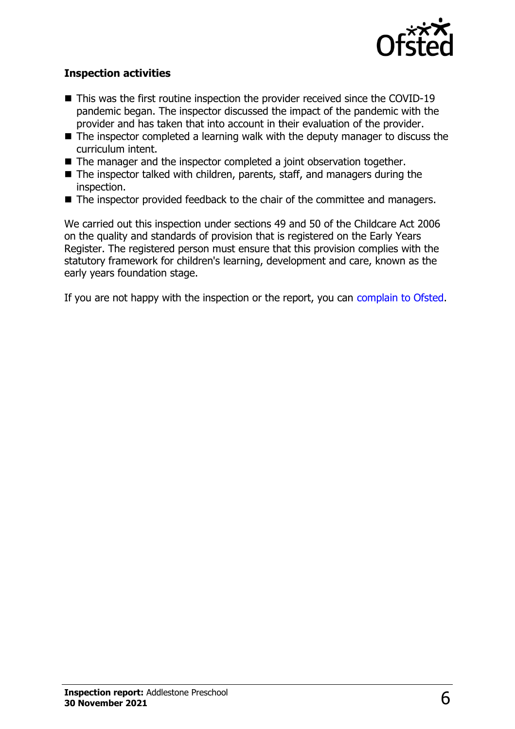### Inspection activities

- This was the first routine inspection the provider received since the COVID-19 pandemic began. The inspector discussed the impact of the pandemic with the provider and has taken that into account in their evaluation of the provider.
- The inspector completed a learning walk with the deputy manager to discuss the curriculum intent.
- The manager and the inspector completed a joint observation together.
- The inspector talked with children, parents, staff, and managers during the inspection.
- The inspector provided feedback to the chair of the committee and managers.

We carried out this inspection under sections 49 and 50 of the Childcare Act 2006 on the quality and standards of provision that is registered on the Early Years Register. The registered person must ensure that this provision complies with the statutory framework for children's learning, development and care, known as the early years foundation stage.

If you are not happy with the inspection or the report, you can complain to Ofsted.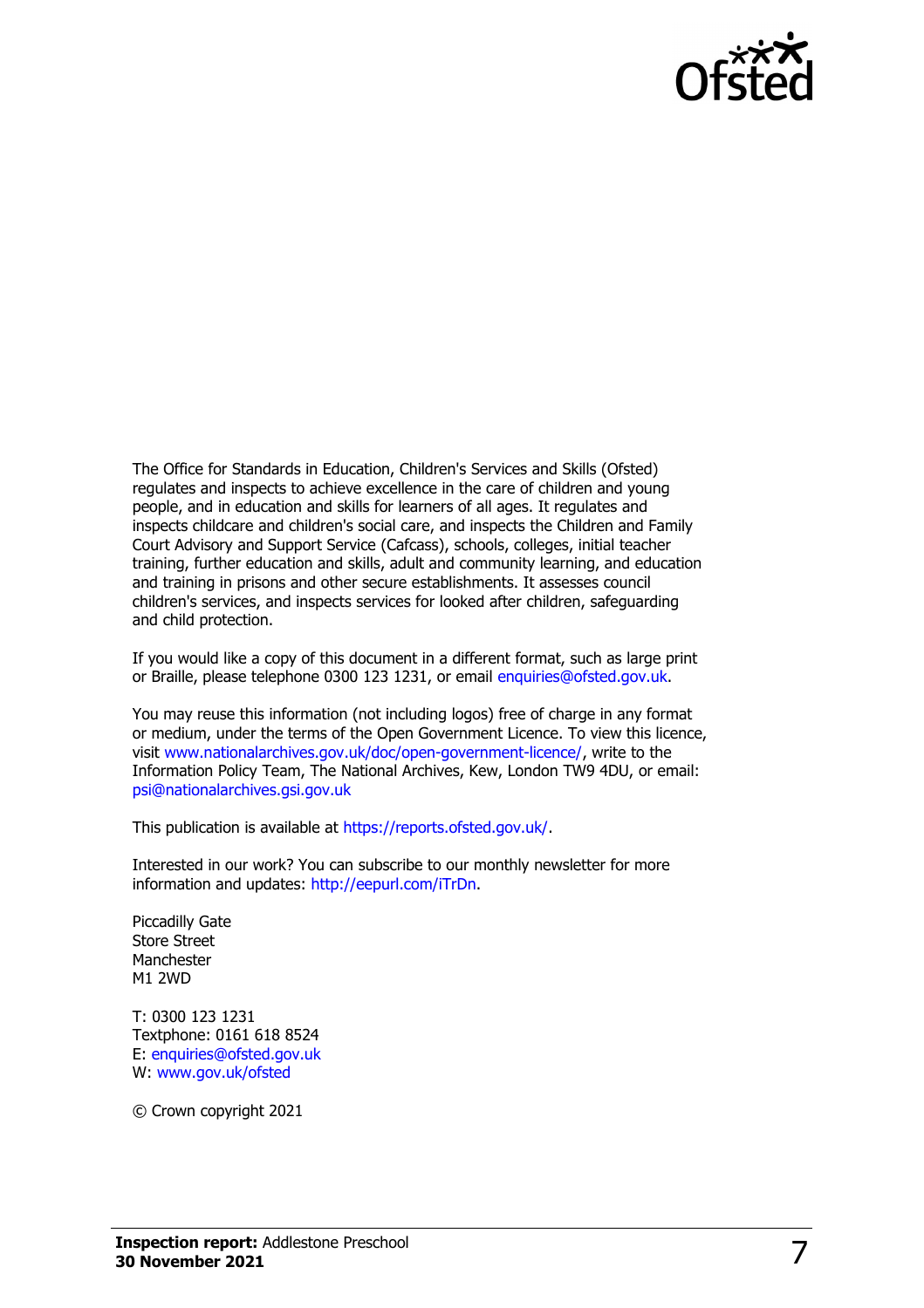The Office for Standards in Education, Children's Services and Skills (Ofsted) regulates and inspects to achieve excellence in the care of children and young people, and in education and skills for learners of all ages. It regulates and inspects childcare and children's social care, and inspects the Children and Family Court Advisory and Support Service (Cafcass), schools, colleges, initial teacher training, further education and skills, adult and community learning, and education and training in prisons and other secure establishments. It assesses council children's services, and inspects services for looked after children, safeguarding and child protection.

If you would like a copy of this document in a different format, such as large print or Braille, please telephone 0300 123 1231, or email enquiries@ofsted.gov.uk.

You may reuse this information (not including logos) free of charge in any format or medium, under the terms of the Open Government Licence. To view this licence, visit www.nationalarchives.gov.uk/doc/open-government-licence/, write to the Information Policy Team, The National Archives, Kew, London TW9 4DU, or email: psi@nationalarchives.gsi.gov.uk

This publication is available at https://reports.ofsted.gov.uk/.

Interested in our work? You can subscribe to our monthly newsletter for more information and updates: http://eepurl.com/iTrDn.

Piccadilly Gate
Store Street
Manchester
M1 2WD

T: 0300 123 1231
Textphone: 0161 618 8524
E: enquiries@ofsted.gov.uk
W: www.gov.uk/ofsted

© Crown copyright 2021